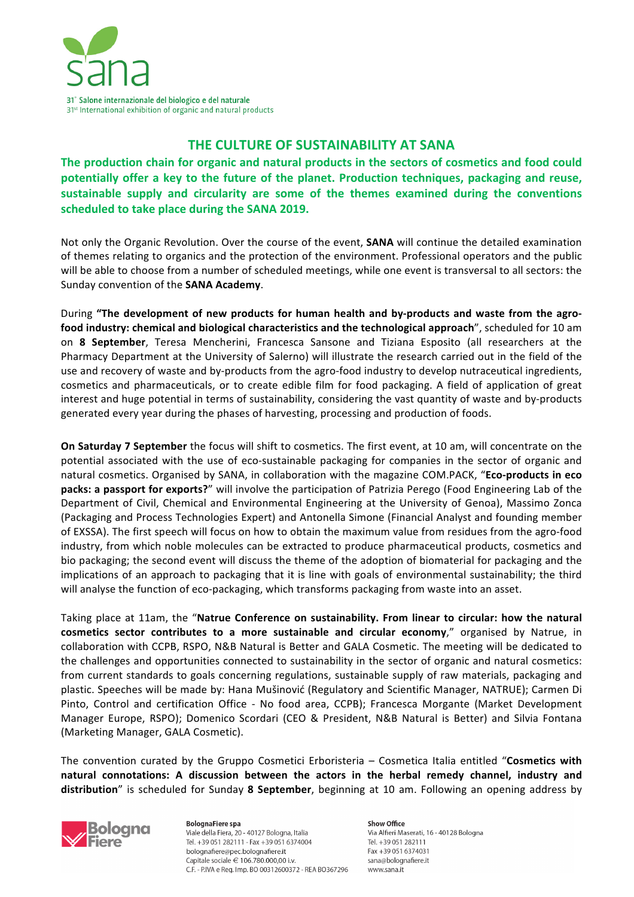sana

31° Salone internazionale del biologico e del naturale
31st International exhibition of organic and natural products

# THE CULTURE OF SUSTAINABILITY AT SANA

**The production chain for organic and natural products in the sectors of cosmetics and food could potentially offer a key to the future of the planet. Production techniques, packaging and reuse, sustainable supply and circularity are some of the themes examined during the conventions scheduled to take place during the SANA 2019.**

Not only the Organic Revolution. Over the course of the event, **SANA** will continue the detailed examination of themes relating to organics and the protection of the environment. Professional operators and the public will be able to choose from a number of scheduled meetings, while one event is transversal to all sectors: the Sunday convention of the **SANA Academy**.

During **"The development of new products for human health and by-products and waste from the agro-food industry: chemical and biological characteristics and the technological approach**", scheduled for 10 am on **8 September**, Teresa Mencherini, Francesca Sansone and Tiziana Esposito (all researchers at the Pharmacy Department at the University of Salerno) will illustrate the research carried out in the field of the use and recovery of waste and by-products from the agro-food industry to develop nutraceutical ingredients, cosmetics and pharmaceuticals, or to create edible film for food packaging. A field of application of great interest and huge potential in terms of sustainability, considering the vast quantity of waste and by-products generated every year during the phases of harvesting, processing and production of foods.

**On Saturday 7 September** the focus will shift to cosmetics. The first event, at 10 am, will concentrate on the potential associated with the use of eco-sustainable packaging for companies in the sector of organic and natural cosmetics. Organised by SANA, in collaboration with the magazine COM.PACK, "**Eco-products in eco packs: a passport for exports?**" will involve the participation of Patrizia Perego (Food Engineering Lab of the Department of Civil, Chemical and Environmental Engineering at the University of Genoa), Massimo Zonca (Packaging and Process Technologies Expert) and Antonella Simone (Financial Analyst and founding member of EXSSA). The first speech will focus on how to obtain the maximum value from residues from the agro-food industry, from which noble molecules can be extracted to produce pharmaceutical products, cosmetics and bio packaging; the second event will discuss the theme of the adoption of biomaterial for packaging and the implications of an approach to packaging that it is line with goals of environmental sustainability; the third will analyse the function of eco-packaging, which transforms packaging from waste into an asset.

Taking place at 11am, the "**Natrue Conference on sustainability. From linear to circular: how the natural cosmetics sector contributes to a more sustainable and circular economy**," organised by Natrue, in collaboration with CCPB, RSPO, N&B Natural is Better and GALA Cosmetic. The meeting will be dedicated to the challenges and opportunities connected to sustainability in the sector of organic and natural cosmetics: from current standards to goals concerning regulations, sustainable supply of raw materials, packaging and plastic. Speeches will be made by: Hana Mušinović (Regulatory and Scientific Manager, NATRUE); Carmen Di Pinto, Control and certification Office - No food area, CCPB); Francesca Morgante (Market Development Manager Europe, RSPO); Domenico Scordari (CEO & President, N&B Natural is Better) and Silvia Fontana (Marketing Manager, GALA Cosmetic).

The convention curated by the Gruppo Cosmetici Erboristeria – Cosmetica Italia entitled "**Cosmetics with natural connotations: A discussion between the actors in the herbal remedy channel, industry and distribution**" is scheduled for Sunday **8 September**, beginning at 10 am. Following an opening address by

Bologna Fiere

**BolognaFiere spa**
Viale della Fiera, 20 - 40127 Bologna, Italia
Tel. +39 051 282111 - Fax +39 051 6374004
bolognafiere@pec.bolognafiere.it
Capitale sociale € 106.780.000,00 i.v.
C.F. - P.IVA e Reg. Imp. BO 00312600372 - REA BO367296

**Show Office**
Via Alfieri Maserati, 16 - 40128 Bologna
Tel. +39 051 282111
Fax +39 051 6374031
sana@bolognafiere.it
www.sana.it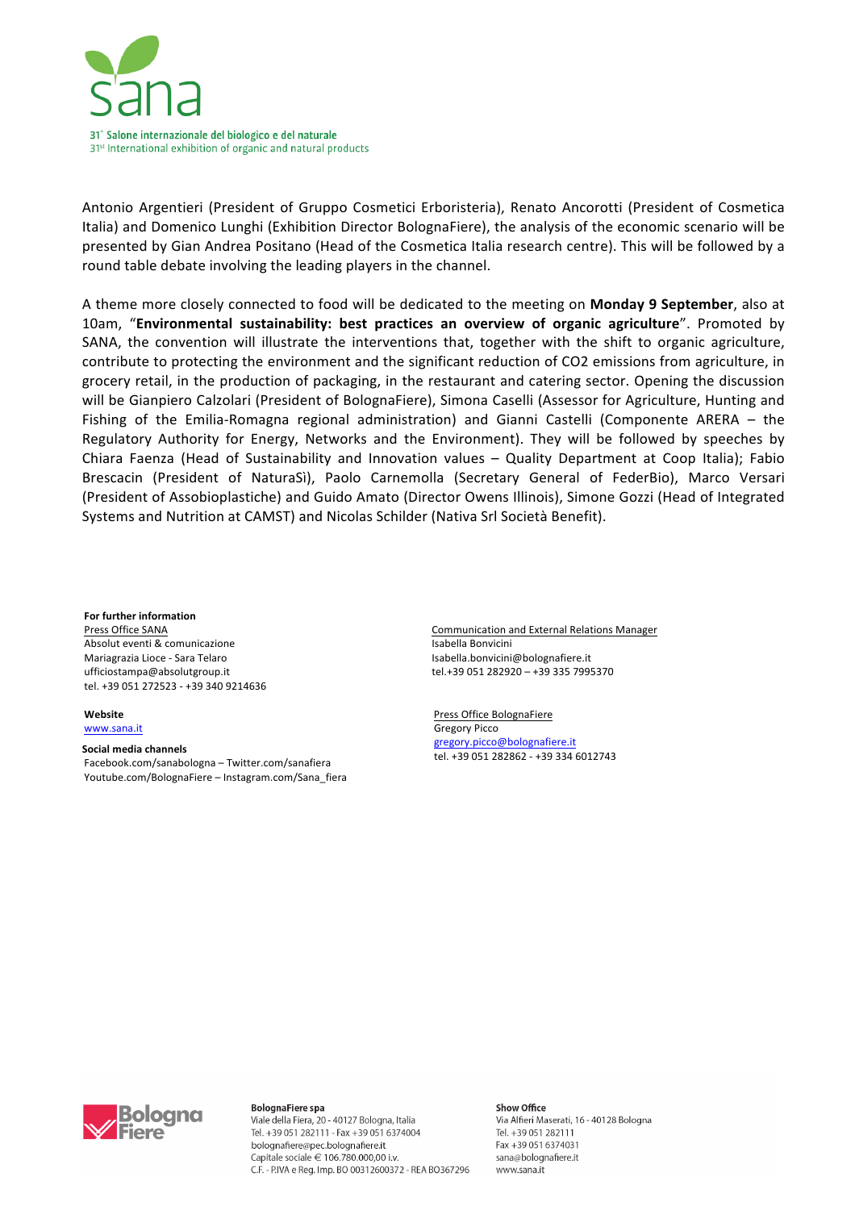Antonio Argentieri (President of Gruppo Cosmetici Erboristeria), Renato Ancorotti (President of Cosmetica Italia) and Domenico Lunghi (Exhibition Director BolognaFiere), the analysis of the economic scenario will be presented by Gian Andrea Positano (Head of the Cosmetica Italia research centre). This will be followed by a round table debate involving the leading players in the channel.

A theme more closely connected to food will be dedicated to the meeting on **Monday 9 September**, also at 10am, "**Environmental sustainability: best practices an overview of organic agriculture**". Promoted by SANA, the convention will illustrate the interventions that, together with the shift to organic agriculture, contribute to protecting the environment and the significant reduction of CO2 emissions from agriculture, in grocery retail, in the production of packaging, in the restaurant and catering sector. Opening the discussion will be Gianpiero Calzolari (President of BolognaFiere), Simona Caselli (Assessor for Agriculture, Hunting and Fishing of the Emilia-Romagna regional administration) and Gianni Castelli (Componente ARERA – the Regulatory Authority for Energy, Networks and the Environment). They will be followed by speeches by Chiara Faenza (Head of Sustainability and Innovation values – Quality Department at Coop Italia); Fabio Brescacin (President of NaturaSì), Paolo Carnemolla (Secretary General of FederBio), Marco Versari (President of Assobioplastiche) and Guido Amato (Director Owens Illinois), Simone Gozzi (Head of Integrated Systems and Nutrition at CAMST) and Nicolas Schilder (Nativa Srl Società Benefit).

**For further information**

Press Office SANA
Absolut eventi & comunicazione
Mariagrazia Lioce - Sara Telaro
ufficiostampa@absolutgroup.it
tel. +39 051 272523 - +39 340 9214636

**Website**
www.sana.it

**Social media channels**
Facebook.com/sanabologna – Twitter.com/sanafiera
Youtube.com/BolognaFiere – Instagram.com/Sana_fiera

Communication and External Relations Manager
Isabella Bonvicini
Isabella.bonvicini@bolognafiere.it
tel.+39 051 282920 – +39 335 7995370

Press Office BolognaFiere
Gregory Picco
gregory.picco@bolognafiere.it
tel. +39 051 282862 - +39 334 6012743